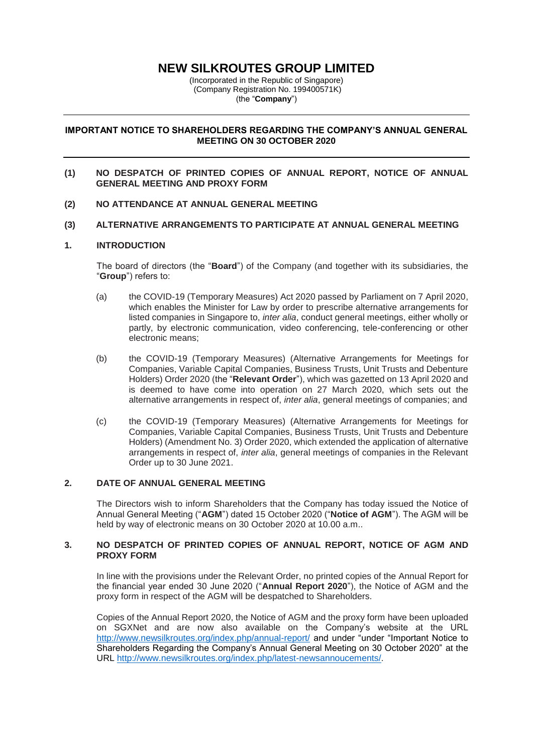# NEW SILKROUTES GROUP LIMITED

(Incorporated in the Republic of Singapore)
(Company Registration No. 199400571K)
(the "**Company**")

---

## IMPORTANT NOTICE TO SHAREHOLDERS REGARDING THE COMPANY'S ANNUAL GENERAL MEETING ON 30 OCTOBER 2020

---

**(1) NO DESPATCH OF PRINTED COPIES OF ANNUAL REPORT, NOTICE OF ANNUAL GENERAL MEETING AND PROXY FORM**

**(2) NO ATTENDANCE AT ANNUAL GENERAL MEETING**

**(3) ALTERNATIVE ARRANGEMENTS TO PARTICIPATE AT ANNUAL GENERAL MEETING**

### 1. INTRODUCTION

The board of directors (the "**Board**") of the Company (and together with its subsidiaries, the "**Group**") refers to:

(a) the COVID-19 (Temporary Measures) Act 2020 passed by Parliament on 7 April 2020, which enables the Minister for Law by order to prescribe alternative arrangements for listed companies in Singapore to, *inter alia*, conduct general meetings, either wholly or partly, by electronic communication, video conferencing, tele-conferencing or other electronic means;

(b) the COVID-19 (Temporary Measures) (Alternative Arrangements for Meetings for Companies, Variable Capital Companies, Business Trusts, Unit Trusts and Debenture Holders) Order 2020 (the "**Relevant Order**"), which was gazetted on 13 April 2020 and is deemed to have come into operation on 27 March 2020, which sets out the alternative arrangements in respect of, *inter alia*, general meetings of companies; and

(c) the COVID-19 (Temporary Measures) (Alternative Arrangements for Meetings for Companies, Variable Capital Companies, Business Trusts, Unit Trusts and Debenture Holders) (Amendment No. 3) Order 2020, which extended the application of alternative arrangements in respect of, *inter alia*, general meetings of companies in the Relevant Order up to 30 June 2021.

### 2. DATE OF ANNUAL GENERAL MEETING

The Directors wish to inform Shareholders that the Company has today issued the Notice of Annual General Meeting ("**AGM**") dated 15 October 2020 ("**Notice of AGM**"). The AGM will be held by way of electronic means on 30 October 2020 at 10.00 a.m..

### 3. NO DESPATCH OF PRINTED COPIES OF ANNUAL REPORT, NOTICE OF AGM AND PROXY FORM

In line with the provisions under the Relevant Order, no printed copies of the Annual Report for the financial year ended 30 June 2020 ("**Annual Report 2020**"), the Notice of AGM and the proxy form in respect of the AGM will be despatched to Shareholders.

Copies of the Annual Report 2020, the Notice of AGM and the proxy form have been uploaded on SGXNet and are now also available on the Company's website at the URL http://www.newsilkroutes.org/index.php/annual-report/ and under "under "Important Notice to Shareholders Regarding the Company's Annual General Meeting on 30 October 2020" at the URL http://www.newsilkroutes.org/index.php/latest-newsannoucements/.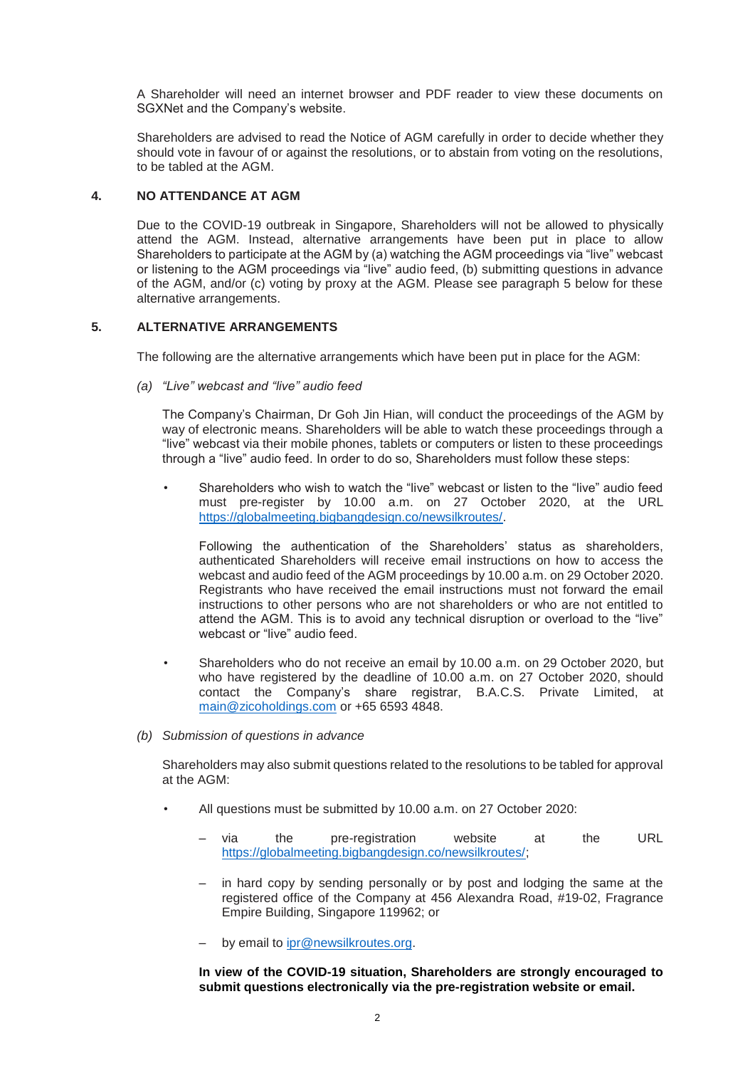A Shareholder will need an internet browser and PDF reader to view these documents on SGXNet and the Company's website.

Shareholders are advised to read the Notice of AGM carefully in order to decide whether they should vote in favour of or against the resolutions, or to abstain from voting on the resolutions, to be tabled at the AGM.

## 4. NO ATTENDANCE AT AGM

Due to the COVID-19 outbreak in Singapore, Shareholders will not be allowed to physically attend the AGM. Instead, alternative arrangements have been put in place to allow Shareholders to participate at the AGM by (a) watching the AGM proceedings via "live" webcast or listening to the AGM proceedings via "live" audio feed, (b) submitting questions in advance of the AGM, and/or (c) voting by proxy at the AGM. Please see paragraph 5 below for these alternative arrangements.

## 5. ALTERNATIVE ARRANGEMENTS

The following are the alternative arrangements which have been put in place for the AGM:

*(a) "Live" webcast and "live" audio feed*

The Company's Chairman, Dr Goh Jin Hian, will conduct the proceedings of the AGM by way of electronic means. Shareholders will be able to watch these proceedings through a "live" webcast via their mobile phones, tablets or computers or listen to these proceedings through a "live" audio feed. In order to do so, Shareholders must follow these steps:

- Shareholders who wish to watch the "live" webcast or listen to the "live" audio feed must pre-register by 10.00 a.m. on 27 October 2020, at the URL https://globalmeeting.bigbangdesign.co/newsilkroutes/.

  Following the authentication of the Shareholders' status as shareholders, authenticated Shareholders will receive email instructions on how to access the webcast and audio feed of the AGM proceedings by 10.00 a.m. on 29 October 2020. Registrants who have received the email instructions must not forward the email instructions to other persons who are not shareholders or who are not entitled to attend the AGM. This is to avoid any technical disruption or overload to the "live" webcast or "live" audio feed.

- Shareholders who do not receive an email by 10.00 a.m. on 29 October 2020, but who have registered by the deadline of 10.00 a.m. on 27 October 2020, should contact the Company's share registrar, B.A.C.S. Private Limited, at main@zicoholdings.com or +65 6593 4848.

*(b) Submission of questions in advance*

Shareholders may also submit questions related to the resolutions to be tabled for approval at the AGM:

- All questions must be submitted by 10.00 a.m. on 27 October 2020:
  - via the pre-registration website at the URL https://globalmeeting.bigbangdesign.co/newsilkroutes/;
  - in hard copy by sending personally or by post and lodging the same at the registered office of the Company at 456 Alexandra Road, #19-02, Fragrance Empire Building, Singapore 119962; or
  - by email to ipr@newsilkroutes.org.

  **In view of the COVID-19 situation, Shareholders are strongly encouraged to submit questions electronically via the pre-registration website or email.**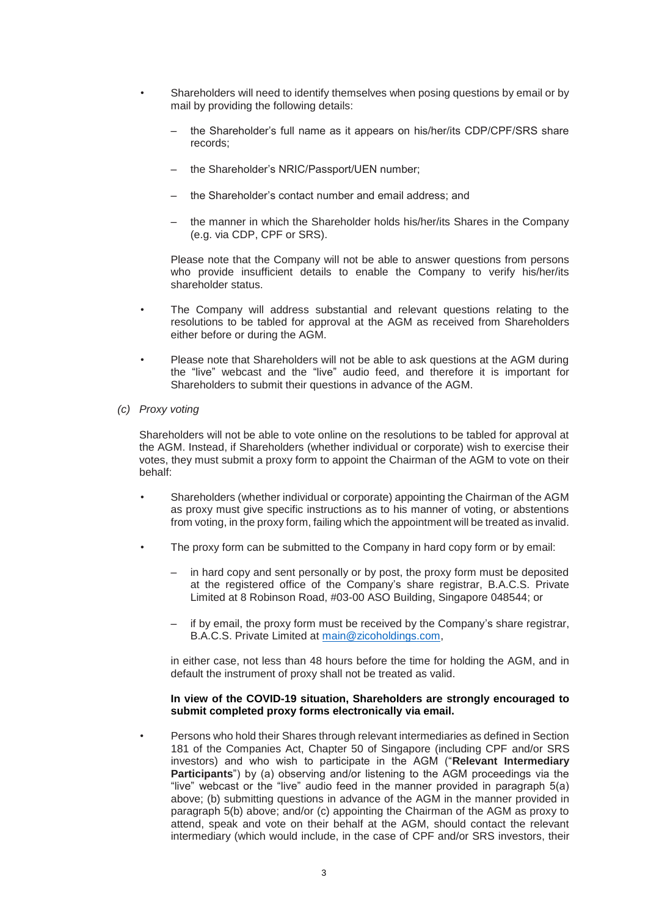- Shareholders will need to identify themselves when posing questions by email or by mail by providing the following details:

  - the Shareholder's full name as it appears on his/her/its CDP/CPF/SRS share records;

  - the Shareholder's NRIC/Passport/UEN number;

  - the Shareholder's contact number and email address; and

  - the manner in which the Shareholder holds his/her/its Shares in the Company (e.g. via CDP, CPF or SRS).

  Please note that the Company will not be able to answer questions from persons who provide insufficient details to enable the Company to verify his/her/its shareholder status.

- The Company will address substantial and relevant questions relating to the resolutions to be tabled for approval at the AGM as received from Shareholders either before or during the AGM.

- Please note that Shareholders will not be able to ask questions at the AGM during the "live" webcast and the "live" audio feed, and therefore it is important for Shareholders to submit their questions in advance of the AGM.

*(c) Proxy voting*

Shareholders will not be able to vote online on the resolutions to be tabled for approval at the AGM. Instead, if Shareholders (whether individual or corporate) wish to exercise their votes, they must submit a proxy form to appoint the Chairman of the AGM to vote on their behalf:

- Shareholders (whether individual or corporate) appointing the Chairman of the AGM as proxy must give specific instructions as to his manner of voting, or abstentions from voting, in the proxy form, failing which the appointment will be treated as invalid.

- The proxy form can be submitted to the Company in hard copy form or by email:

  - in hard copy and sent personally or by post, the proxy form must be deposited at the registered office of the Company's share registrar, B.A.C.S. Private Limited at 8 Robinson Road, #03-00 ASO Building, Singapore 048544; or

  - if by email, the proxy form must be received by the Company's share registrar, B.A.C.S. Private Limited at main@zicoholdings.com,

  in either case, not less than 48 hours before the time for holding the AGM, and in default the instrument of proxy shall not be treated as valid.

  **In view of the COVID-19 situation, Shareholders are strongly encouraged to submit completed proxy forms electronically via email.**

- Persons who hold their Shares through relevant intermediaries as defined in Section 181 of the Companies Act, Chapter 50 of Singapore (including CPF and/or SRS investors) and who wish to participate in the AGM ("**Relevant Intermediary Participants**") by (a) observing and/or listening to the AGM proceedings via the "live" webcast or the "live" audio feed in the manner provided in paragraph 5(a) above; (b) submitting questions in advance of the AGM in the manner provided in paragraph 5(b) above; and/or (c) appointing the Chairman of the AGM as proxy to attend, speak and vote on their behalf at the AGM, should contact the relevant intermediary (which would include, in the case of CPF and/or SRS investors, their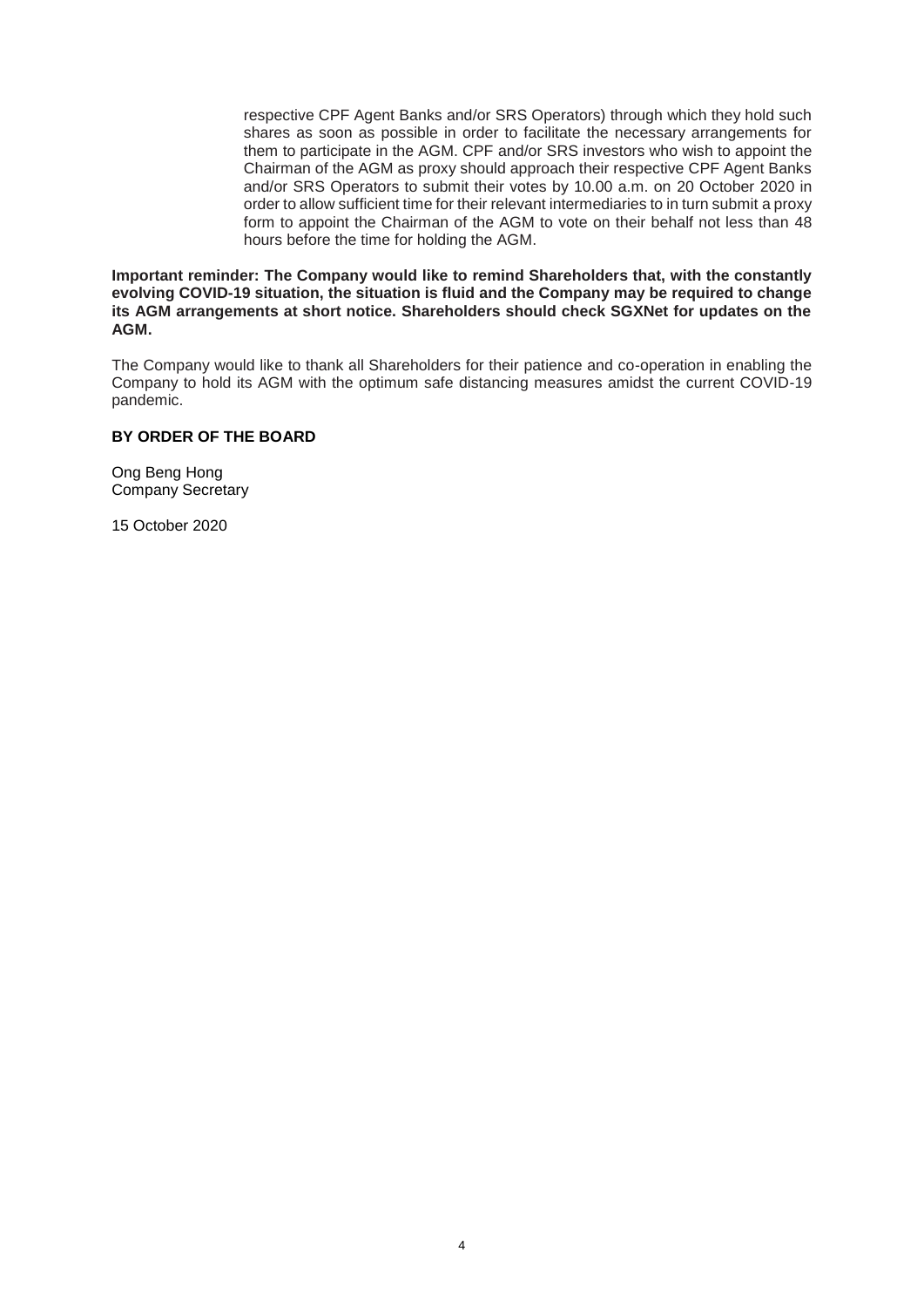respective CPF Agent Banks and/or SRS Operators) through which they hold such shares as soon as possible in order to facilitate the necessary arrangements for them to participate in the AGM. CPF and/or SRS investors who wish to appoint the Chairman of the AGM as proxy should approach their respective CPF Agent Banks and/or SRS Operators to submit their votes by 10.00 a.m. on 20 October 2020 in order to allow sufficient time for their relevant intermediaries to in turn submit a proxy form to appoint the Chairman of the AGM to vote on their behalf not less than 48 hours before the time for holding the AGM.

**Important reminder: The Company would like to remind Shareholders that, with the constantly evolving COVID-19 situation, the situation is fluid and the Company may be required to change its AGM arrangements at short notice. Shareholders should check SGXNet for updates on the AGM.**

The Company would like to thank all Shareholders for their patience and co-operation in enabling the Company to hold its AGM with the optimum safe distancing measures amidst the current COVID-19 pandemic.

**BY ORDER OF THE BOARD**

Ong Beng Hong
Company Secretary

15 October 2020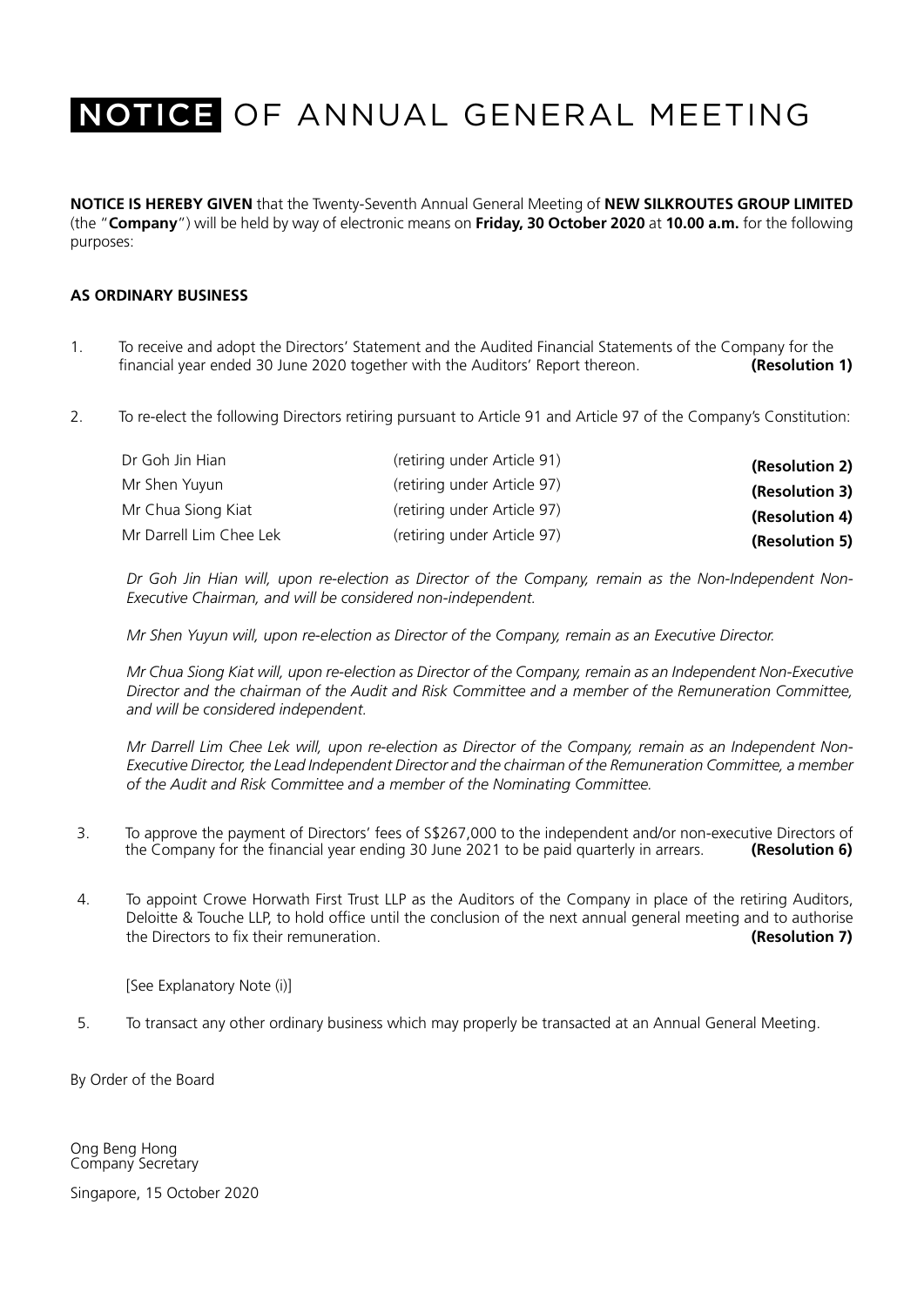# NOTICE OF ANNUAL GENERAL MEETING

**NOTICE IS HEREBY GIVEN** that the Twenty-Seventh Annual General Meeting of **NEW SILKROUTES GROUP LIMITED** (the "**Company**") will be held by way of electronic means on **Friday, 30 October 2020** at **10.00 a.m.** for the following purposes:

**AS ORDINARY BUSINESS**

1. To receive and adopt the Directors' Statement and the Audited Financial Statements of the Company for the financial year ended 30 June 2020 together with the Auditors' Report thereon. **(Resolution 1)**

2. To re-elect the following Directors retiring pursuant to Article 91 and Article 97 of the Company's Constitution:

| | | |
|---|---|---|
| Dr Goh Jin Hian | (retiring under Article 91) | **(Resolution 2)** |
| Mr Shen Yuyun | (retiring under Article 97) | **(Resolution 3)** |
| Mr Chua Siong Kiat | (retiring under Article 97) | **(Resolution 4)** |
| Mr Darrell Lim Chee Lek | (retiring under Article 97) | **(Resolution 5)** |

*Dr Goh Jin Hian will, upon re-election as Director of the Company, remain as the Non-Independent Non-Executive Chairman, and will be considered non-independent.*

*Mr Shen Yuyun will, upon re-election as Director of the Company, remain as an Executive Director.*

*Mr Chua Siong Kiat will, upon re-election as Director of the Company, remain as an Independent Non-Executive Director and the chairman of the Audit and Risk Committee and a member of the Remuneration Committee, and will be considered independent.*

*Mr Darrell Lim Chee Lek will, upon re-election as Director of the Company, remain as an Independent Non-Executive Director, the Lead Independent Director and the chairman of the Remuneration Committee, a member of the Audit and Risk Committee and a member of the Nominating Committee.*

3. To approve the payment of Directors' fees of S$267,000 to the independent and/or non-executive Directors of the Company for the financial year ending 30 June 2021 to be paid quarterly in arrears. **(Resolution 6)**

4. To appoint Crowe Horwath First Trust LLP as the Auditors of the Company in place of the retiring Auditors, Deloitte & Touche LLP, to hold office until the conclusion of the next annual general meeting and to authorise the Directors to fix their remuneration. **(Resolution 7)**

   [See Explanatory Note (i)]

5. To transact any other ordinary business which may properly be transacted at an Annual General Meeting.

By Order of the Board

Ong Beng Hong
Company Secretary

Singapore, 15 October 2020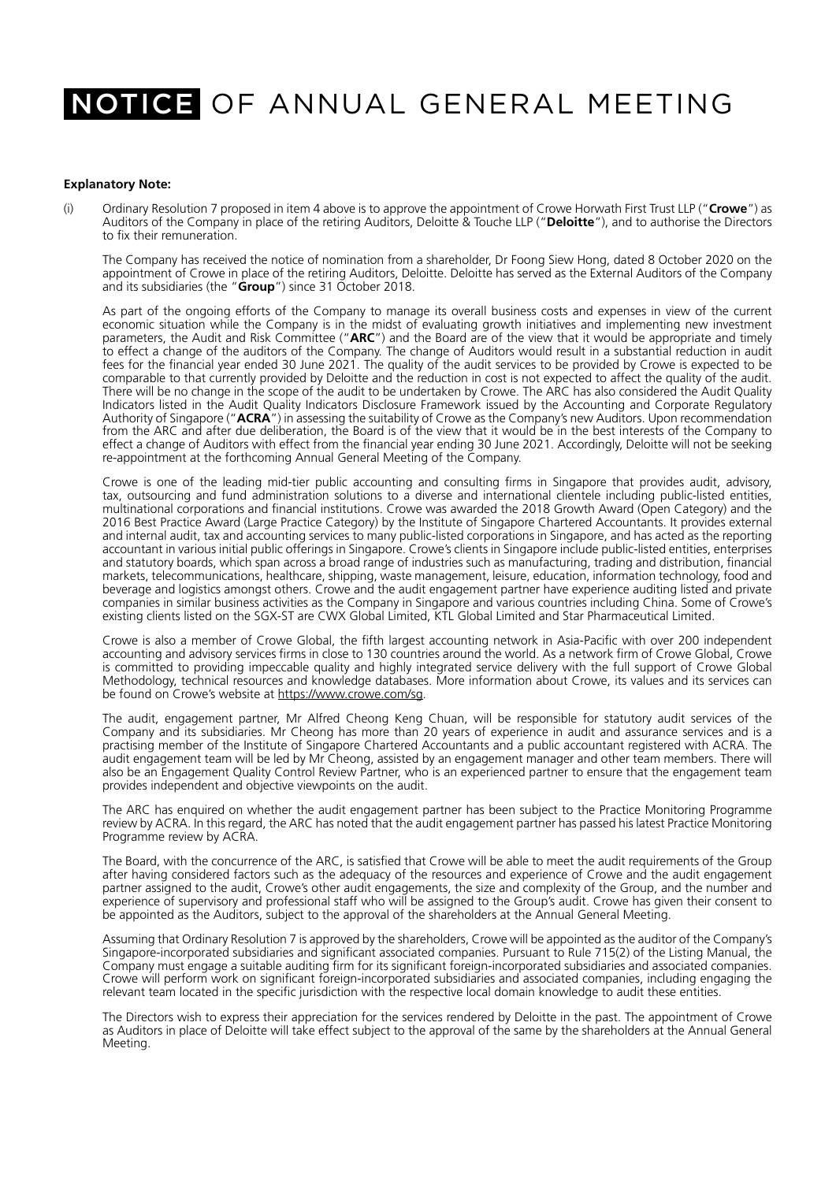# NOTICE OF ANNUAL GENERAL MEETING

**Explanatory Note:**

(i) Ordinary Resolution 7 proposed in item 4 above is to approve the appointment of Crowe Horwath First Trust LLP ("**Crowe**") as Auditors of the Company in place of the retiring Auditors, Deloitte & Touche LLP ("**Deloitte**"), and to authorise the Directors to fix their remuneration.

The Company has received the notice of nomination from a shareholder, Dr Foong Siew Hong, dated 8 October 2020 on the appointment of Crowe in place of the retiring Auditors, Deloitte. Deloitte has served as the External Auditors of the Company and its subsidiaries (the "**Group**") since 31 October 2018.

As part of the ongoing efforts of the Company to manage its overall business costs and expenses in view of the current economic situation while the Company is in the midst of evaluating growth initiatives and implementing new investment parameters, the Audit and Risk Committee ("**ARC**") and the Board are of the view that it would be appropriate and timely to effect a change of the auditors of the Company. The change of Auditors would result in a substantial reduction in audit fees for the financial year ended 30 June 2021. The quality of the audit services to be provided by Crowe is expected to be comparable to that currently provided by Deloitte and the reduction in cost is not expected to affect the quality of the audit. There will be no change in the scope of the audit to be undertaken by Crowe. The ARC has also considered the Audit Quality Indicators listed in the Audit Quality Indicators Disclosure Framework issued by the Accounting and Corporate Regulatory Authority of Singapore ("**ACRA**") in assessing the suitability of Crowe as the Company's new Auditors. Upon recommendation from the ARC and after due deliberation, the Board is of the view that it would be in the best interests of the Company to effect a change of Auditors with effect from the financial year ending 30 June 2021. Accordingly, Deloitte will not be seeking re-appointment at the forthcoming Annual General Meeting of the Company.

Crowe is one of the leading mid-tier public accounting and consulting firms in Singapore that provides audit, advisory, tax, outsourcing and fund administration solutions to a diverse and international clientele including public-listed entities, multinational corporations and financial institutions. Crowe was awarded the 2018 Growth Award (Open Category) and the 2016 Best Practice Award (Large Practice Category) by the Institute of Singapore Chartered Accountants. It provides external and internal audit, tax and accounting services to many public-listed corporations in Singapore, and has acted as the reporting accountant in various initial public offerings in Singapore. Crowe's clients in Singapore include public-listed entities, enterprises and statutory boards, which span across a broad range of industries such as manufacturing, trading and distribution, financial markets, telecommunications, healthcare, shipping, waste management, leisure, education, information technology, food and beverage and logistics amongst others. Crowe and the audit engagement partner have experience auditing listed and private companies in similar business activities as the Company in Singapore and various countries including China. Some of Crowe's existing clients listed on the SGX-ST are CWX Global Limited, KTL Global Limited and Star Pharmaceutical Limited.

Crowe is also a member of Crowe Global, the fifth largest accounting network in Asia-Pacific with over 200 independent accounting and advisory services firms in close to 130 countries around the world. As a network firm of Crowe Global, Crowe is committed to providing impeccable quality and highly integrated service delivery with the full support of Crowe Global Methodology, technical resources and knowledge databases. More information about Crowe, its values and its services can be found on Crowe's website at https://www.crowe.com/sg.

The audit, engagement partner, Mr Alfred Cheong Keng Chuan, will be responsible for statutory audit services of the Company and its subsidiaries. Mr Cheong has more than 20 years of experience in audit and assurance services and is a practising member of the Institute of Singapore Chartered Accountants and a public accountant registered with ACRA. The audit engagement team will be led by Mr Cheong, assisted by an engagement manager and other team members. There will also be an Engagement Quality Control Review Partner, who is an experienced partner to ensure that the engagement team provides independent and objective viewpoints on the audit.

The ARC has enquired on whether the audit engagement partner has been subject to the Practice Monitoring Programme review by ACRA. In this regard, the ARC has noted that the audit engagement partner has passed his latest Practice Monitoring Programme review by ACRA.

The Board, with the concurrence of the ARC, is satisfied that Crowe will be able to meet the audit requirements of the Group after having considered factors such as the adequacy of the resources and experience of Crowe and the audit engagement partner assigned to the audit, Crowe's other audit engagements, the size and complexity of the Group, and the number and experience of supervisory and professional staff who will be assigned to the Group's audit. Crowe has given their consent to be appointed as the Auditors, subject to the approval of the shareholders at the Annual General Meeting.

Assuming that Ordinary Resolution 7 is approved by the shareholders, Crowe will be appointed as the auditor of the Company's Singapore-incorporated subsidiaries and significant associated companies. Pursuant to Rule 715(2) of the Listing Manual, the Company must engage a suitable auditing firm for its significant foreign-incorporated subsidiaries and associated companies. Crowe will perform work on significant foreign-incorporated subsidiaries and associated companies, including engaging the relevant team located in the specific jurisdiction with the respective local domain knowledge to audit these entities.

The Directors wish to express their appreciation for the services rendered by Deloitte in the past. The appointment of Crowe as Auditors in place of Deloitte will take effect subject to the approval of the same by the shareholders at the Annual General Meeting.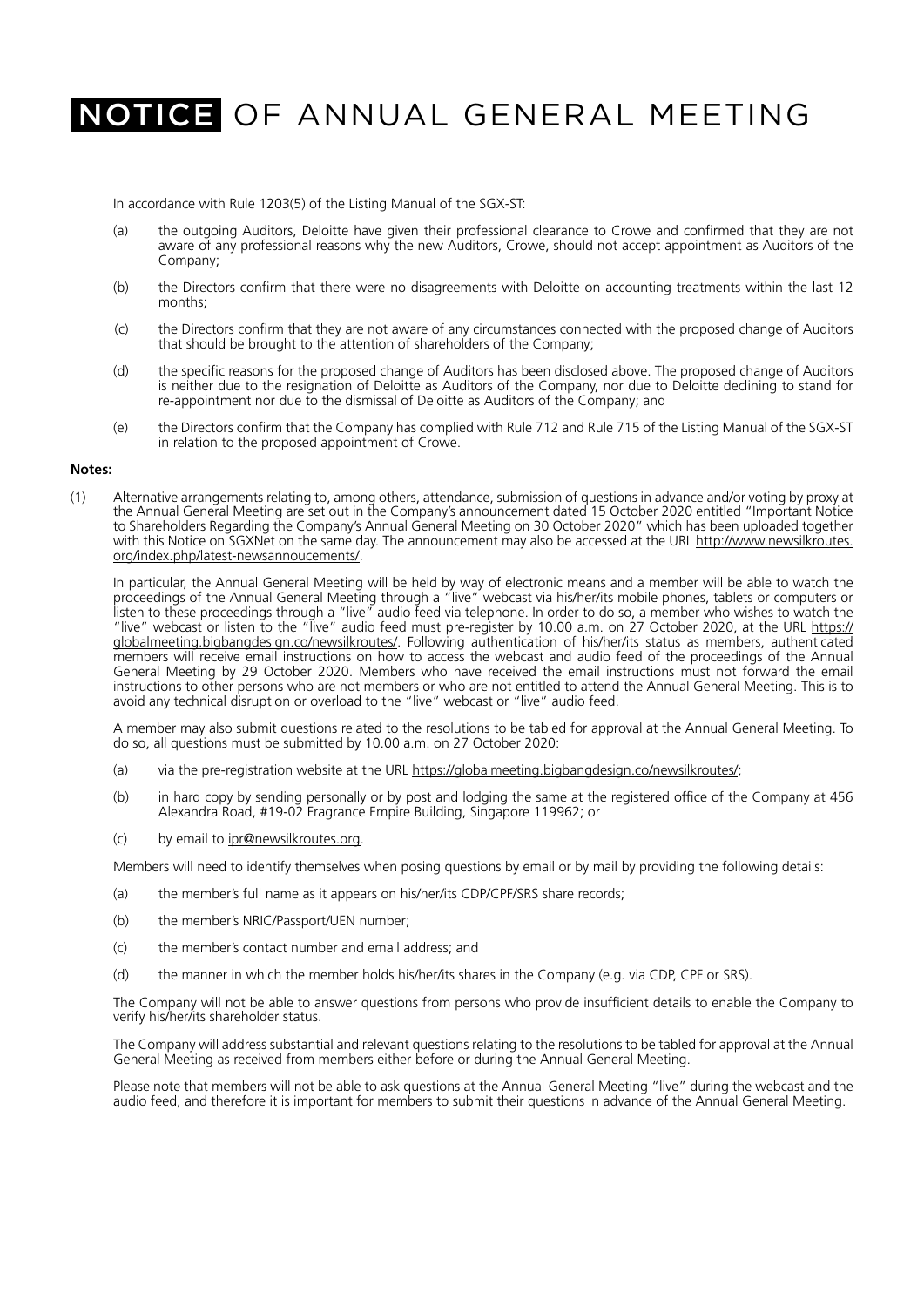# NOTICE OF ANNUAL GENERAL MEETING

In accordance with Rule 1203(5) of the Listing Manual of the SGX-ST:

(a) the outgoing Auditors, Deloitte have given their professional clearance to Crowe and confirmed that they are not aware of any professional reasons why the new Auditors, Crowe, should not accept appointment as Auditors of the Company;

(b) the Directors confirm that there were no disagreements with Deloitte on accounting treatments within the last 12 months;

(c) the Directors confirm that they are not aware of any circumstances connected with the proposed change of Auditors that should be brought to the attention of shareholders of the Company;

(d) the specific reasons for the proposed change of Auditors has been disclosed above. The proposed change of Auditors is neither due to the resignation of Deloitte as Auditors of the Company, nor due to Deloitte declining to stand for re-appointment nor due to the dismissal of Deloitte as Auditors of the Company; and

(e) the Directors confirm that the Company has complied with Rule 712 and Rule 715 of the Listing Manual of the SGX-ST in relation to the proposed appointment of Crowe.

**Notes:**

(1) Alternative arrangements relating to, among others, attendance, submission of questions in advance and/or voting by proxy at the Annual General Meeting are set out in the Company's announcement dated 15 October 2020 entitled "Important Notice to Shareholders Regarding the Company's Annual General Meeting on 30 October 2020" which has been uploaded together with this Notice on SGXNet on the same day. The announcement may also be accessed at the URL http://www.newsilkroutes.org/index.php/latest-newsannoucements/.

In particular, the Annual General Meeting will be held by way of electronic means and a member will be able to watch the proceedings of the Annual General Meeting through a "live" webcast via his/her/its mobile phones, tablets or computers or listen to these proceedings through a "live" audio feed via telephone. In order to do so, a member who wishes to watch the "live" webcast or listen to the "live" audio feed must pre-register by 10.00 a.m. on 27 October 2020, at the URL https://globalmeeting.bigbangdesign.co/newsilkroutes/. Following authentication of his/her/its status as members, authenticated members will receive email instructions on how to access the webcast and audio feed of the proceedings of the Annual General Meeting by 29 October 2020. Members who have received the email instructions must not forward the email instructions to other persons who are not members or who are not entitled to attend the Annual General Meeting. This is to avoid any technical disruption or overload to the "live" webcast or "live" audio feed.

A member may also submit questions related to the resolutions to be tabled for approval at the Annual General Meeting. To do so, all questions must be submitted by 10.00 a.m. on 27 October 2020:

(a) via the pre-registration website at the URL https://globalmeeting.bigbangdesign.co/newsilkroutes/;

(b) in hard copy by sending personally or by post and lodging the same at the registered office of the Company at 456 Alexandra Road, #19-02 Fragrance Empire Building, Singapore 119962; or

(c) by email to ipr@newsilkroutes.org.

Members will need to identify themselves when posing questions by email or by mail by providing the following details:

(a) the member's full name as it appears on his/her/its CDP/CPF/SRS share records;

(b) the member's NRIC/Passport/UEN number;

(c) the member's contact number and email address; and

(d) the manner in which the member holds his/her/its shares in the Company (e.g. via CDP, CPF or SRS).

The Company will not be able to answer questions from persons who provide insufficient details to enable the Company to verify his/her/its shareholder status.

The Company will address substantial and relevant questions relating to the resolutions to be tabled for approval at the Annual General Meeting as received from members either before or during the Annual General Meeting.

Please note that members will not be able to ask questions at the Annual General Meeting "live" during the webcast and the audio feed, and therefore it is important for members to submit their questions in advance of the Annual General Meeting.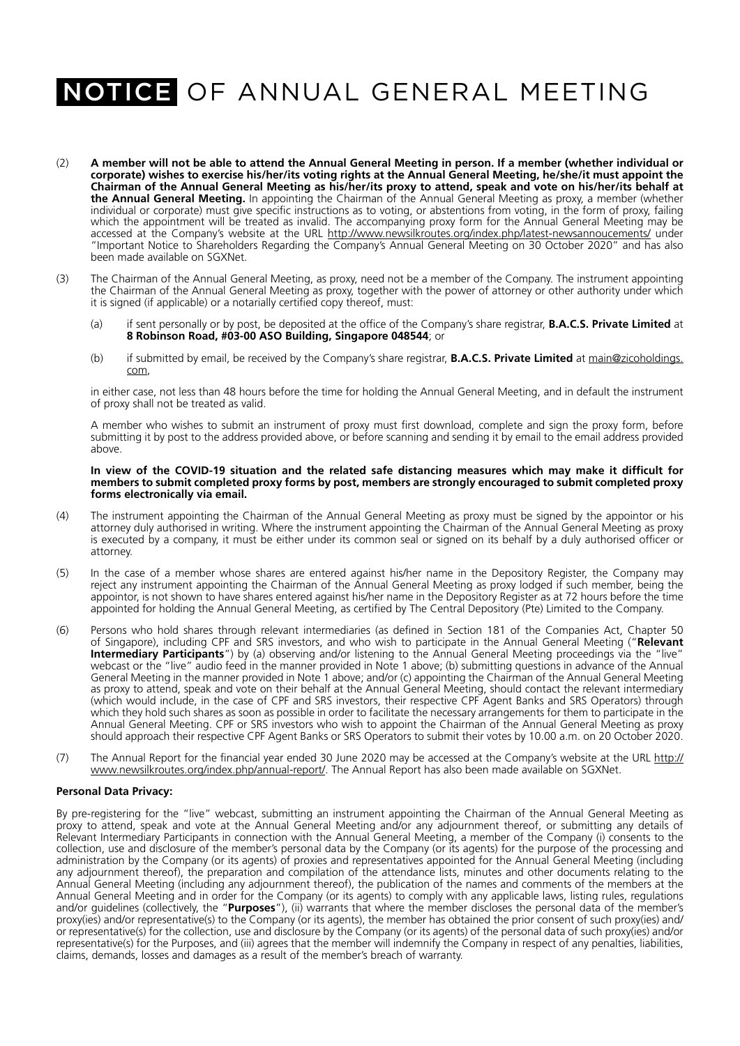# NOTICE OF ANNUAL GENERAL MEETING

(2) **A member will not be able to attend the Annual General Meeting in person. If a member (whether individual or corporate) wishes to exercise his/her/its voting rights at the Annual General Meeting, he/she/it must appoint the Chairman of the Annual General Meeting as his/her/its proxy to attend, speak and vote on his/her/its behalf at the Annual General Meeting.** In appointing the Chairman of the Annual General Meeting as proxy, a member (whether individual or corporate) must give specific instructions as to voting, or abstentions from voting, in the form of proxy, failing which the appointment will be treated as invalid. The accompanying proxy form for the Annual General Meeting may be accessed at the Company's website at the URL http://www.newsilkroutes.org/index.php/latest-newsannoucements/ under "Important Notice to Shareholders Regarding the Company's Annual General Meeting on 30 October 2020" and has also been made available on SGXNet.

(3) The Chairman of the Annual General Meeting, as proxy, need not be a member of the Company. The instrument appointing the Chairman of the Annual General Meeting as proxy, together with the power of attorney or other authority under which it is signed (if applicable) or a notarially certified copy thereof, must:

   (a) if sent personally or by post, be deposited at the office of the Company's share registrar, **B.A.C.S. Private Limited** at **8 Robinson Road, #03-00 ASO Building, Singapore 048544**; or

   (b) if submitted by email, be received by the Company's share registrar, **B.A.C.S. Private Limited** at main@zicoholdings.com,

   in either case, not less than 48 hours before the time for holding the Annual General Meeting, and in default the instrument of proxy shall not be treated as valid.

   A member who wishes to submit an instrument of proxy must first download, complete and sign the proxy form, before submitting it by post to the address provided above, or before scanning and sending it by email to the email address provided above.

   **In view of the COVID-19 situation and the related safe distancing measures which may make it difficult for members to submit completed proxy forms by post, members are strongly encouraged to submit completed proxy forms electronically via email.**

(4) The instrument appointing the Chairman of the Annual General Meeting as proxy must be signed by the appointor or his attorney duly authorised in writing. Where the instrument appointing the Chairman of the Annual General Meeting as proxy is executed by a company, it must be either under its common seal or signed on its behalf by a duly authorised officer or attorney.

(5) In the case of a member whose shares are entered against his/her name in the Depository Register, the Company may reject any instrument appointing the Chairman of the Annual General Meeting as proxy lodged if such member, being the appointor, is not shown to have shares entered against his/her name in the Depository Register as at 72 hours before the time appointed for holding the Annual General Meeting, as certified by The Central Depository (Pte) Limited to the Company.

(6) Persons who hold shares through relevant intermediaries (as defined in Section 181 of the Companies Act, Chapter 50 of Singapore), including CPF and SRS investors, and who wish to participate in the Annual General Meeting ("**Relevant Intermediary Participants**") by (a) observing and/or listening to the Annual General Meeting proceedings via the "live" webcast or the "live" audio feed in the manner provided in Note 1 above; (b) submitting questions in advance of the Annual General Meeting in the manner provided in Note 1 above; and/or (c) appointing the Chairman of the Annual General Meeting as proxy to attend, speak and vote on their behalf at the Annual General Meeting, should contact the relevant intermediary (which would include, in the case of CPF and SRS investors, their respective CPF Agent Banks and SRS Operators) through which they hold such shares as soon as possible in order to facilitate the necessary arrangements for them to participate in the Annual General Meeting. CPF or SRS investors who wish to appoint the Chairman of the Annual General Meeting as proxy should approach their respective CPF Agent Banks or SRS Operators to submit their votes by 10.00 a.m. on 20 October 2020.

(7) The Annual Report for the financial year ended 30 June 2020 may be accessed at the Company's website at the URL http://www.newsilkroutes.org/index.php/annual-report/. The Annual Report has also been made available on SGXNet.

**Personal Data Privacy:**

By pre-registering for the "live" webcast, submitting an instrument appointing the Chairman of the Annual General Meeting as proxy to attend, speak and vote at the Annual General Meeting and/or any adjournment thereof, or submitting any details of Relevant Intermediary Participants in connection with the Annual General Meeting, a member of the Company (i) consents to the collection, use and disclosure of the member's personal data by the Company (or its agents) for the purpose of the processing and administration by the Company (or its agents) of proxies and representatives appointed for the Annual General Meeting (including any adjournment thereof), the preparation and compilation of the attendance lists, minutes and other documents relating to the Annual General Meeting (including any adjournment thereof), the publication of the names and comments of the members at the Annual General Meeting and in order for the Company (or its agents) to comply with any applicable laws, listing rules, regulations and/or guidelines (collectively, the "**Purposes**"), (ii) warrants that where the member discloses the personal data of the member's proxy(ies) and/or representative(s) to the Company (or its agents), the member has obtained the prior consent of such proxy(ies) and/or representative(s) for the collection, use and disclosure by the Company (or its agents) of the personal data of such proxy(ies) and/or representative(s) for the Purposes, and (iii) agrees that the member will indemnify the Company in respect of any penalties, liabilities, claims, demands, losses and damages as a result of the member's breach of warranty.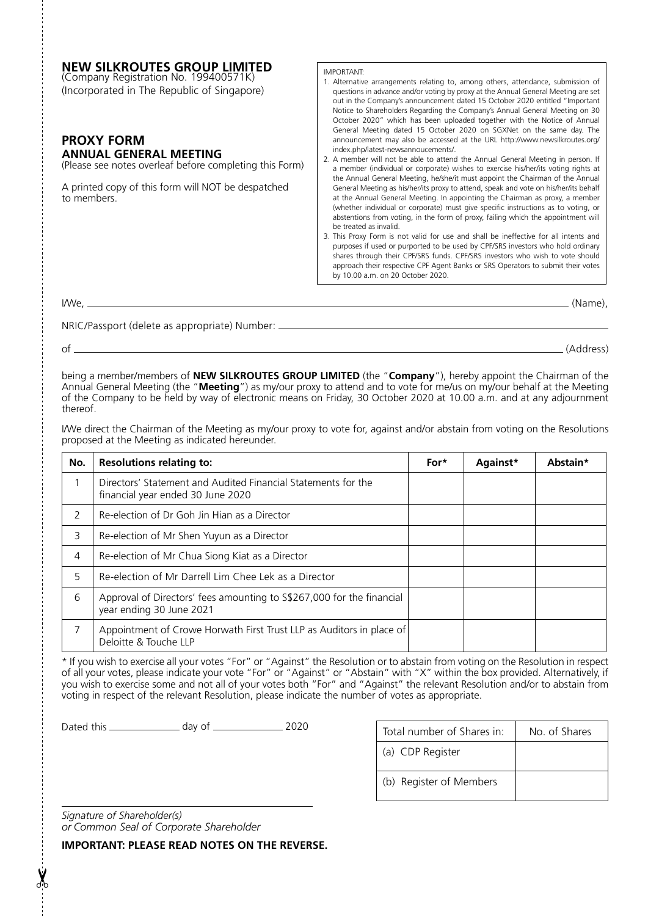**NEW SILKROUTES GROUP LIMITED**
(Company Registration No. 199400571K)
(Incorporated in The Republic of Singapore)

## PROXY FORM
### ANNUAL GENERAL MEETING
(Please see notes overleaf before completing this Form)

A printed copy of this form will NOT be despatched to members.

IMPORTANT:

1. Alternative arrangements relating to, among others, attendance, submission of questions in advance and/or voting by proxy at the Annual General Meeting are set out in the Company's announcement dated 15 October 2020 entitled "Important Notice to Shareholders Regarding the Company's Annual General Meeting on 30 October 2020" which has been uploaded together with the Notice of Annual General Meeting dated 15 October 2020 on SGXNet on the same day. The announcement may also be accessed at the URL http://www.newsilkroutes.org/index.php/latest-newsannoucements/.
2. A member will not be able to attend the Annual General Meeting in person. If a member (individual or corporate) wishes to exercise his/her/its voting rights at the Annual General Meeting, he/she/it must appoint the Chairman of the Annual General Meeting as his/her/its proxy to attend, speak and vote on his/her/its behalf at the Annual General Meeting. In appointing the Chairman as proxy, a member (whether individual or corporate) must give specific instructions as to voting, or abstentions from voting, in the form of proxy, failing which the appointment will be treated as invalid.
3. This Proxy Form is not valid for use and shall be ineffective for all intents and purposes if used or purported to be used by CPF/SRS investors who hold ordinary shares through their CPF/SRS funds. CPF/SRS investors who wish to vote should approach their respective CPF Agent Banks or SRS Operators to submit their votes by 10.00 a.m. on 20 October 2020.

I/We, ________________________________________ (Name),

NRIC/Passport (delete as appropriate) Number: ________________________________________

of ________________________________________ (Address)

being a member/members of **NEW SILKROUTES GROUP LIMITED** (the "**Company**"), hereby appoint the Chairman of the Annual General Meeting (the "**Meeting**") as my/our proxy to attend and to vote for me/us on my/our behalf at the Meeting of the Company to be held by way of electronic means on Friday, 30 October 2020 at 10.00 a.m. and at any adjournment thereof.

I/We direct the Chairman of the Meeting as my/our proxy to vote for, against and/or abstain from voting on the Resolutions proposed at the Meeting as indicated hereunder.

| No. | Resolutions relating to: | For* | Against* | Abstain* |
|---|---|---|---|---|
| 1 | Directors' Statement and Audited Financial Statements for the financial year ended 30 June 2020 | | | |
| 2 | Re-election of Dr Goh Jin Hian as a Director | | | |
| 3 | Re-election of Mr Shen Yuyun as a Director | | | |
| 4 | Re-election of Mr Chua Siong Kiat as a Director | | | |
| 5 | Re-election of Mr Darrell Lim Chee Lek as a Director | | | |
| 6 | Approval of Directors' fees amounting to S$267,000 for the financial year ending 30 June 2021 | | | |
| 7 | Appointment of Crowe Horwath First Trust LLP as Auditors in place of Deloitte & Touche LLP | | | |

* If you wish to exercise all your votes "For" or "Against" the Resolution or to abstain from voting on the Resolution in respect of all your votes, please indicate your vote "For" or "Against" or "Abstain" with "X" within the box provided. Alternatively, if you wish to exercise some and not all of your votes both "For" and "Against" the relevant Resolution and/or to abstain from voting in respect of the relevant Resolution, please indicate the number of votes as appropriate.

Dated this ____________ day of ____________ 2020

| Total number of Shares in: | No. of Shares |
|---|---|
| (a) CDP Register | |
| (b) Register of Members | |

________________________________________
*Signature of Shareholder(s)*
*or Common Seal of Corporate Shareholder*

**IMPORTANT: PLEASE READ NOTES ON THE REVERSE.**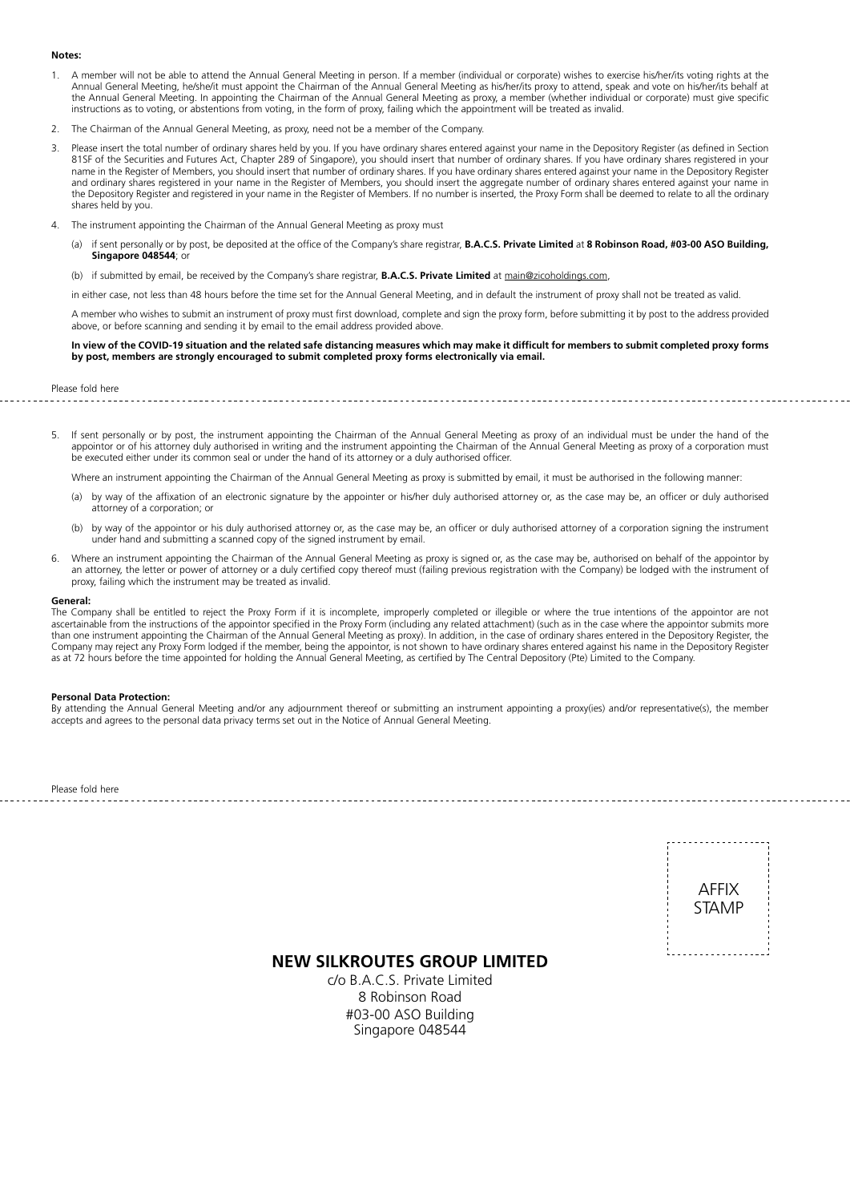**Notes:**

1. A member will not be able to attend the Annual General Meeting in person. If a member (individual or corporate) wishes to exercise his/her/its voting rights at the Annual General Meeting, he/she/it must appoint the Chairman of the Annual General Meeting as his/her/its proxy to attend, speak and vote on his/her/its behalf at the Annual General Meeting. In appointing the Chairman of the Annual General Meeting as proxy, a member (whether individual or corporate) must give specific instructions as to voting, or abstentions from voting, in the form of proxy, failing which the appointment will be treated as invalid.

2. The Chairman of the Annual General Meeting, as proxy, need not be a member of the Company.

3. Please insert the total number of ordinary shares held by you. If you have ordinary shares entered against your name in the Depository Register (as defined in Section 81SF of the Securities and Futures Act, Chapter 289 of Singapore), you should insert that number of ordinary shares. If you have ordinary shares registered in your name in the Register of Members, you should insert that number of ordinary shares. If you have ordinary shares entered against your name in the Depository Register and ordinary shares registered in your name in the Register of Members, you should insert the aggregate number of ordinary shares entered against your name in the Depository Register and registered in your name in the Register of Members. If no number is inserted, the Proxy Form shall be deemed to relate to all the ordinary shares held by you.

4. The instrument appointing the Chairman of the Annual General Meeting as proxy must

   (a) if sent personally or by post, be deposited at the office of the Company's share registrar, **B.A.C.S. Private Limited** at **8 Robinson Road, #03-00 ASO Building, Singapore 048544**; or

   (b) if submitted by email, be received by the Company's share registrar, **B.A.C.S. Private Limited** at main@zicoholdings.com,

   in either case, not less than 48 hours before the time set for the Annual General Meeting, and in default the instrument of proxy shall not be treated as valid.

   A member who wishes to submit an instrument of proxy must first download, complete and sign the proxy form, before submitting it by post to the address provided above, or before scanning and sending it by email to the email address provided above.

   **In view of the COVID-19 situation and the related safe distancing measures which may make it difficult for members to submit completed proxy forms by post, members are strongly encouraged to submit completed proxy forms electronically via email.**

Please fold here

5. If sent personally or by post, the instrument appointing the Chairman of the Annual General Meeting as proxy of an individual must be under the hand of the appointor or of his attorney duly authorised in writing and the instrument appointing the Chairman of the Annual General Meeting as proxy of a corporation must be executed either under its common seal or under the hand of its attorney or a duly authorised officer.

   Where an instrument appointing the Chairman of the Annual General Meeting as proxy is submitted by email, it must be authorised in the following manner:

   (a) by way of the affixation of an electronic signature by the appointer or his/her duly authorised attorney or, as the case may be, an officer or duly authorised attorney of a corporation; or

   (b) by way of the appointor or his duly authorised attorney or, as the case may be, an officer or duly authorised attorney of a corporation signing the instrument under hand and submitting a scanned copy of the signed instrument by email.

6. Where an instrument appointing the Chairman of the Annual General Meeting as proxy is signed or, as the case may be, authorised on behalf of the appointor by an attorney, the letter or power of attorney or a duly certified copy thereof must (failing previous registration with the Company) be lodged with the instrument of proxy, failing which the instrument may be treated as invalid.

**General:**

The Company shall be entitled to reject the Proxy Form if it is incomplete, improperly completed or illegible or where the true intentions of the appointor are not ascertainable from the instructions of the appointor specified in the Proxy Form (including any related attachment) (such as in the case where the appointor submits more than one instrument appointing the Chairman of the Annual General Meeting as proxy). In addition, in the case of ordinary shares entered in the Depository Register, the Company may reject any Proxy Form lodged if the member, being the appointor, is not shown to have ordinary shares entered against his name in the Depository Register as at 72 hours before the time appointed for holding the Annual General Meeting, as certified by The Central Depository (Pte) Limited to the Company.

**Personal Data Protection:**

By attending the Annual General Meeting and/or any adjournment thereof or submitting an instrument appointing a proxy(ies) and/or representative(s), the member accepts and agrees to the personal data privacy terms set out in the Notice of Annual General Meeting.

Please fold here

AFFIX STAMP

**NEW SILKROUTES GROUP LIMITED**

c/o B.A.C.S. Private Limited
8 Robinson Road
#03-00 ASO Building
Singapore 048544